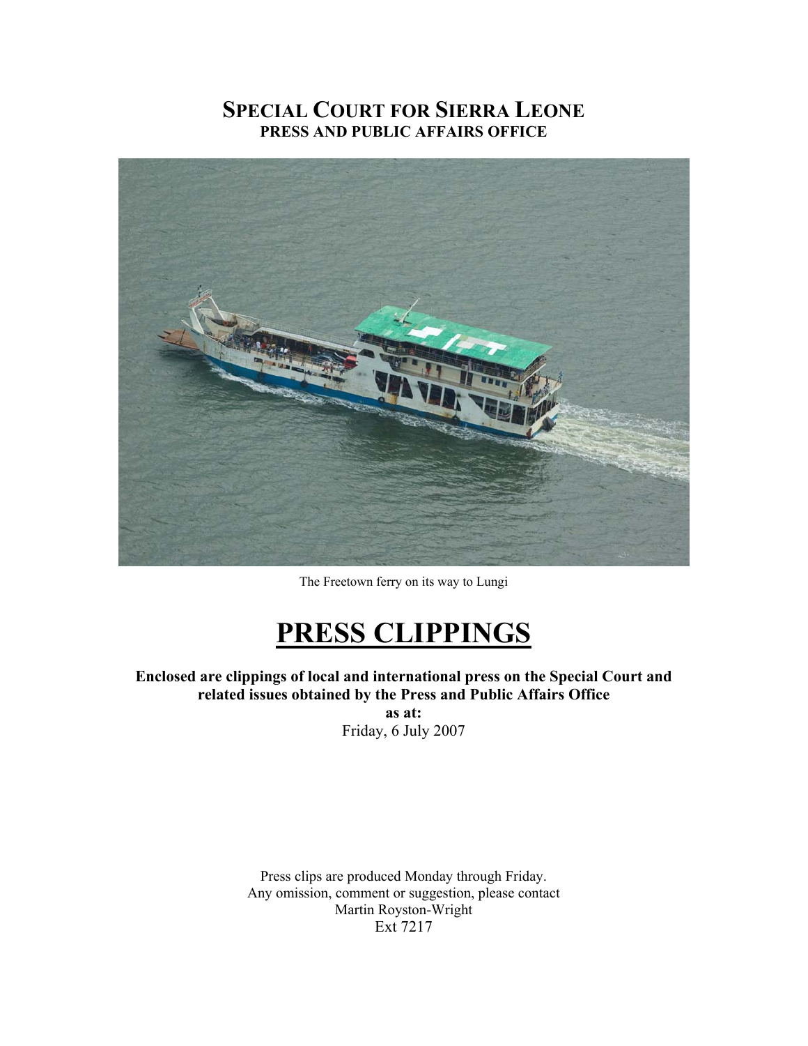# SPECIAL COURT FOR SIERRA LEONE
## PRESS AND PUBLIC AFFAIRS OFFICE

The Freetown ferry on its way to Lungi

# PRESS CLIPPINGS

**Enclosed are clippings of local and international press on the Special Court and related issues obtained by the Press and Public Affairs Office**
**as at:**
Friday, 6 July 2007

Press clips are produced Monday through Friday.
Any omission, comment or suggestion, please contact
Martin Royston-Wright
Ext 7217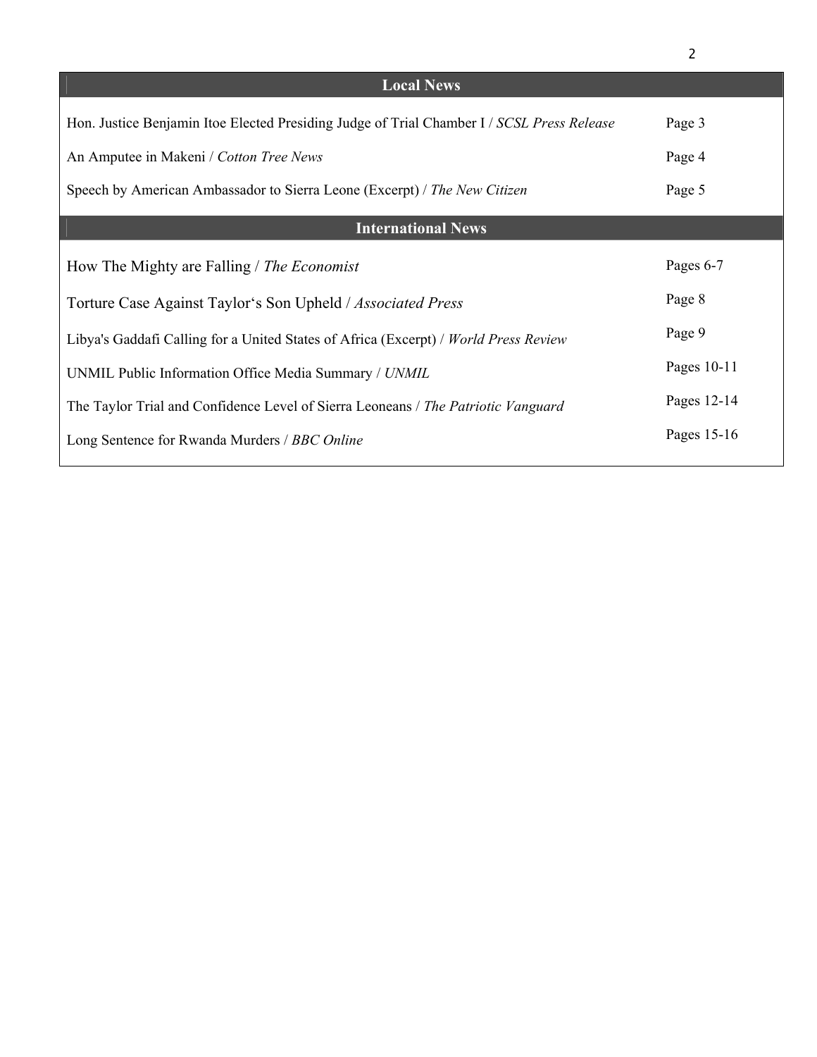## Local News

| | |
|---|---|
| Hon. Justice Benjamin Itoe Elected Presiding Judge of Trial Chamber I / *SCSL Press Release* | Page 3 |
| An Amputee in Makeni / *Cotton Tree News* | Page 4 |
| Speech by American Ambassador to Sierra Leone (Excerpt) / *The New Citizen* | Page 5 |

## International News

| | |
|---|---|
| How The Mighty are Falling / *The Economist* | Pages 6-7 |
| Torture Case Against Taylor's Son Upheld / *Associated Press* | Page 8 |
| Libya's Gaddafi Calling for a United States of Africa (Excerpt) / *World Press Review* | Page 9 |
| UNMIL Public Information Office Media Summary / *UNMIL* | Pages 10-11 |
| The Taylor Trial and Confidence Level of Sierra Leoneans / *The Patriotic Vanguard* | Pages 12-14 |
| Long Sentence for Rwanda Murders / *BBC Online* | Pages 15-16 |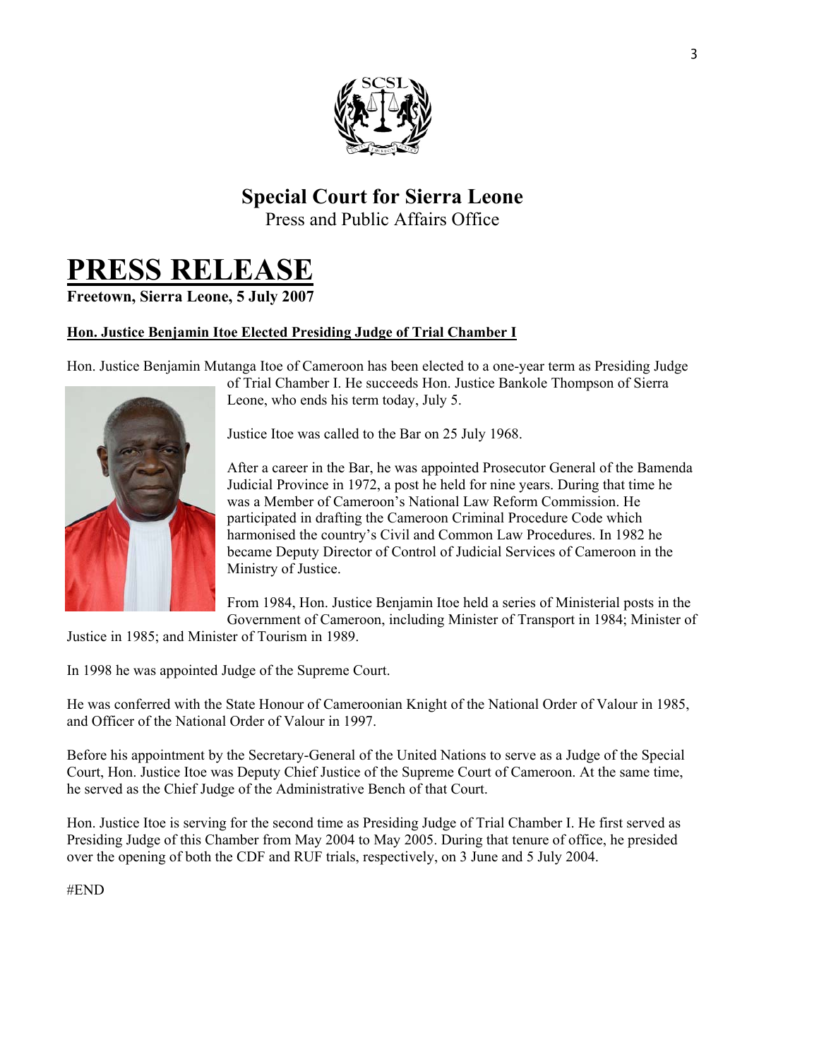## Special Court for Sierra Leone

Press and Public Affairs Office

# PRESS RELEASE

**Freetown, Sierra Leone, 5 July 2007**

**Hon. Justice Benjamin Itoe Elected Presiding Judge of Trial Chamber I**

Hon. Justice Benjamin Mutanga Itoe of Cameroon has been elected to a one-year term as Presiding Judge of Trial Chamber I. He succeeds Hon. Justice Bankole Thompson of Sierra Leone, who ends his term today, July 5.

Justice Itoe was called to the Bar on 25 July 1968.

After a career in the Bar, he was appointed Prosecutor General of the Bamenda Judicial Province in 1972, a post he held for nine years. During that time he was a Member of Cameroon's National Law Reform Commission. He participated in drafting the Cameroon Criminal Procedure Code which harmonised the country's Civil and Common Law Procedures. In 1982 he became Deputy Director of Control of Judicial Services of Cameroon in the Ministry of Justice.

From 1984, Hon. Justice Benjamin Itoe held a series of Ministerial posts in the Government of Cameroon, including Minister of Transport in 1984; Minister of Justice in 1985; and Minister of Tourism in 1989.

In 1998 he was appointed Judge of the Supreme Court.

He was conferred with the State Honour of Cameroonian Knight of the National Order of Valour in 1985, and Officer of the National Order of Valour in 1997.

Before his appointment by the Secretary-General of the United Nations to serve as a Judge of the Special Court, Hon. Justice Itoe was Deputy Chief Justice of the Supreme Court of Cameroon. At the same time, he served as the Chief Judge of the Administrative Bench of that Court.

Hon. Justice Itoe is serving for the second time as Presiding Judge of Trial Chamber I. He first served as Presiding Judge of this Chamber from May 2004 to May 2005. During that tenure of office, he presided over the opening of both the CDF and RUF trials, respectively, on 3 June and 5 July 2004.

#END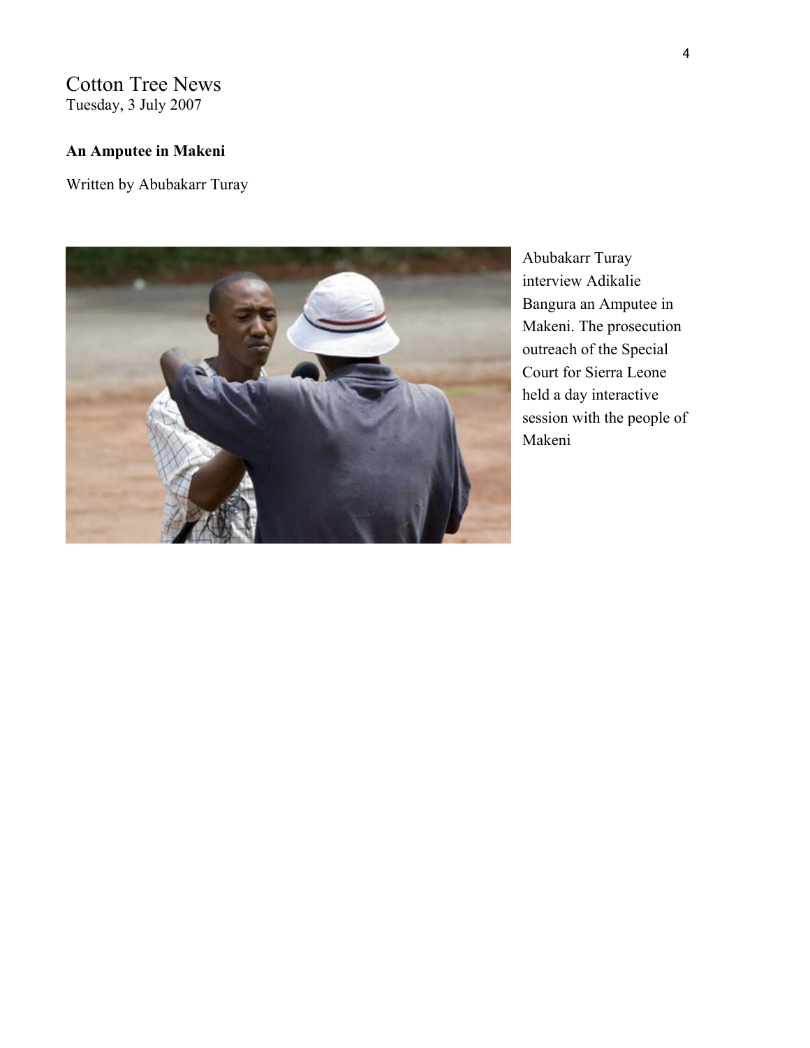Cotton Tree News
Tuesday, 3 July 2007

**An Amputee in Makeni**

Written by Abubakarr Turay

Abubakarr Turay interview Adikalie Bangura an Amputee in Makeni. The prosecution outreach of the Special Court for Sierra Leone held a day interactive session with the people of Makeni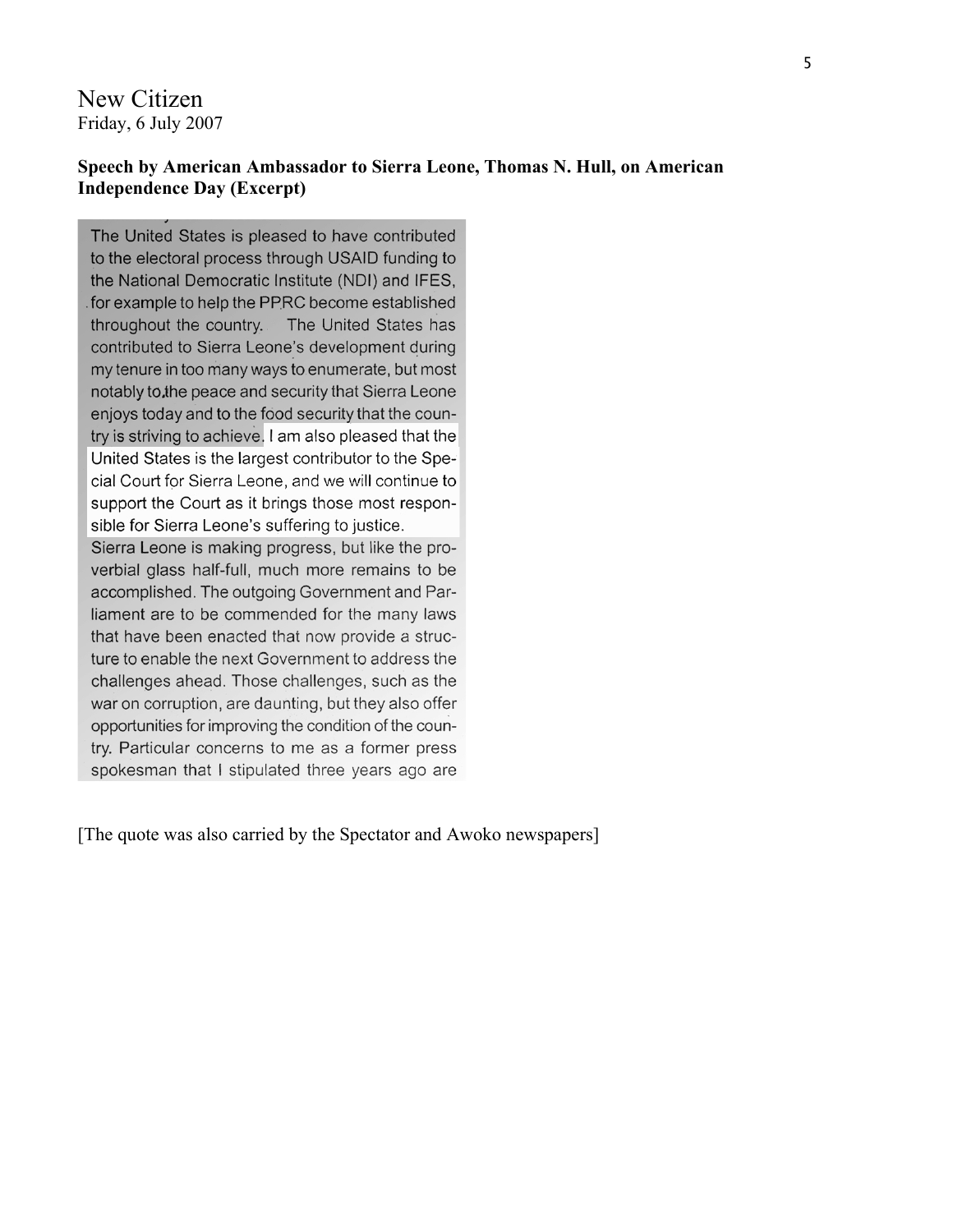New Citizen
Friday, 6 July 2007

**Speech by American Ambassador to Sierra Leone, Thomas N. Hull, on American Independence Day (Excerpt)**

The United States is pleased to have contributed to the electoral process through USAID funding to the National Democratic Institute (NDI) and IFES, for example to help the PPRC become established throughout the country. The United States has contributed to Sierra Leone's development during my tenure in too many ways to enumerate, but most notably to the peace and security that Sierra Leone enjoys today and to the food security that the country is striving to achieve. I am also pleased that the United States is the largest contributor to the Special Court for Sierra Leone, and we will continue to support the Court as it brings those most responsible for Sierra Leone's suffering to justice.

Sierra Leone is making progress, but like the proverbial glass half-full, much more remains to be accomplished. The outgoing Government and Parliament are to be commended for the many laws that have been enacted that now provide a structure to enable the next Government to address the challenges ahead. Those challenges, such as the war on corruption, are daunting, but they also offer opportunities for improving the condition of the country. Particular concerns to me as a former press spokesman that I stipulated three years ago are

[The quote was also carried by the Spectator and Awoko newspapers]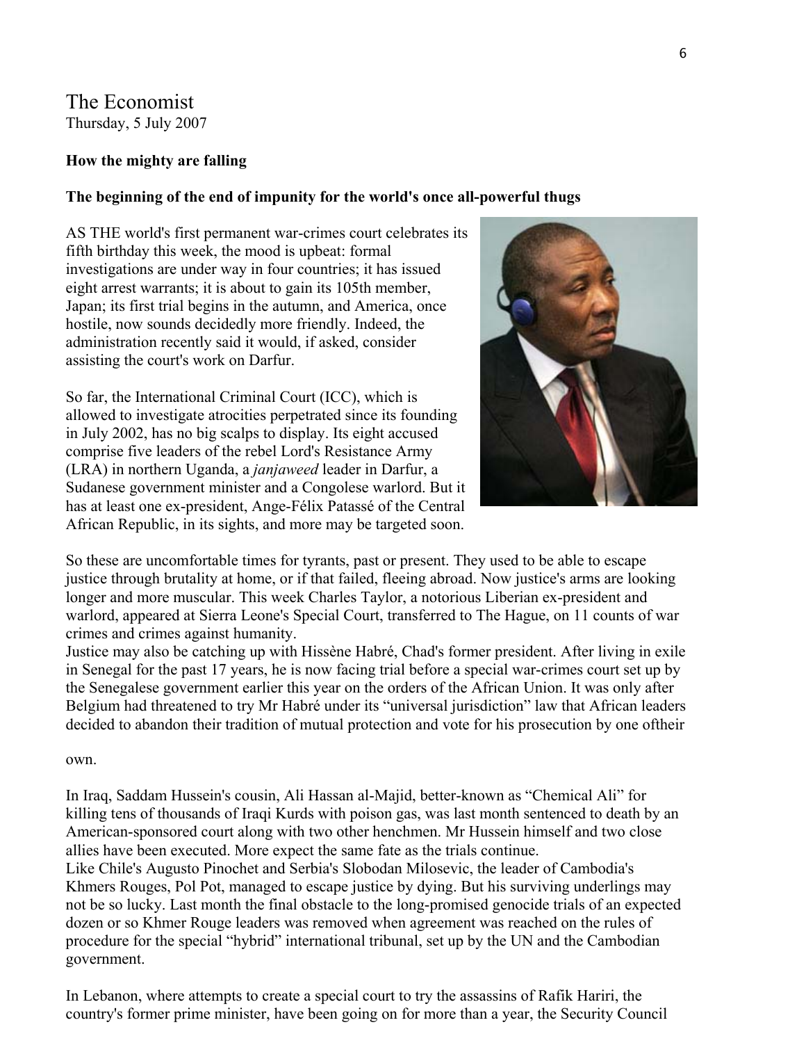The Economist
Thursday, 5 July 2007

**How the mighty are falling**

**The beginning of the end of impunity for the world's once all-powerful thugs**

AS THE world's first permanent war-crimes court celebrates its fifth birthday this week, the mood is upbeat: formal investigations are under way in four countries; it has issued eight arrest warrants; it is about to gain its 105th member, Japan; its first trial begins in the autumn, and America, once hostile, now sounds decidedly more friendly. Indeed, the administration recently said it would, if asked, consider assisting the court's work on Darfur.

So far, the International Criminal Court (ICC), which is allowed to investigate atrocities perpetrated since its founding in July 2002, has no big scalps to display. Its eight accused comprise five leaders of the rebel Lord's Resistance Army (LRA) in northern Uganda, a *janjaweed* leader in Darfur, a Sudanese government minister and a Congolese warlord. But it has at least one ex-president, Ange-Félix Patassé of the Central African Republic, in its sights, and more may be targeted soon.

So these are uncomfortable times for tyrants, past or present. They used to be able to escape justice through brutality at home, or if that failed, fleeing abroad. Now justice's arms are looking longer and more muscular. This week Charles Taylor, a notorious Liberian ex-president and warlord, appeared at Sierra Leone's Special Court, transferred to The Hague, on 11 counts of war crimes and crimes against humanity.

Justice may also be catching up with Hissène Habré, Chad's former president. After living in exile in Senegal for the past 17 years, he is now facing trial before a special war-crimes court set up by the Senegalese government earlier this year on the orders of the African Union. It was only after Belgium had threatened to try Mr Habré under its "universal jurisdiction" law that African leaders decided to abandon their tradition of mutual protection and vote for his prosecution by one oftheir own.

In Iraq, Saddam Hussein's cousin, Ali Hassan al-Majid, better-known as "Chemical Ali" for killing tens of thousands of Iraqi Kurds with poison gas, was last month sentenced to death by an American-sponsored court along with two other henchmen. Mr Hussein himself and two close allies have been executed. More expect the same fate as the trials continue.

Like Chile's Augusto Pinochet and Serbia's Slobodan Milosevic, the leader of Cambodia's Khmers Rouges, Pol Pot, managed to escape justice by dying. But his surviving underlings may not be so lucky. Last month the final obstacle to the long-promised genocide trials of an expected dozen or so Khmer Rouge leaders was removed when agreement was reached on the rules of procedure for the special "hybrid" international tribunal, set up by the UN and the Cambodian government.

In Lebanon, where attempts to create a special court to try the assassins of Rafik Hariri, the country's former prime minister, have been going on for more than a year, the Security Council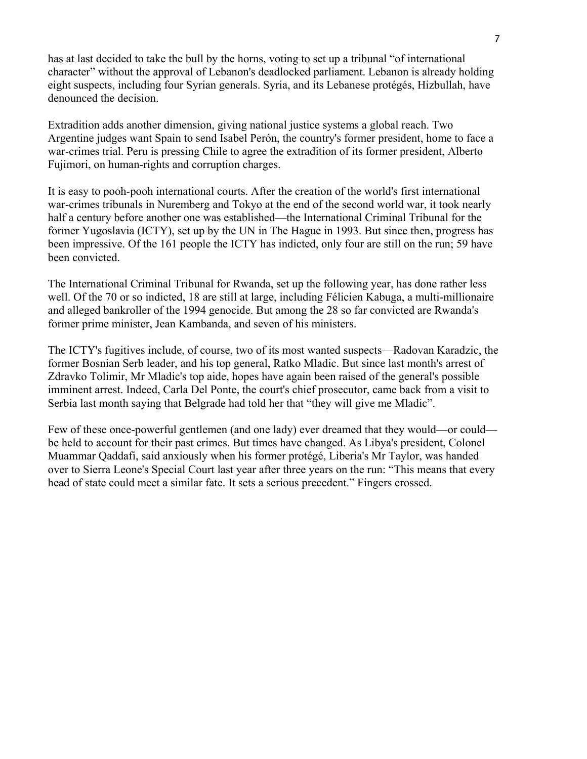has at last decided to take the bull by the horns, voting to set up a tribunal "of international character" without the approval of Lebanon's deadlocked parliament. Lebanon is already holding eight suspects, including four Syrian generals. Syria, and its Lebanese protégés, Hizbullah, have denounced the decision.

Extradition adds another dimension, giving national justice systems a global reach. Two Argentine judges want Spain to send Isabel Perón, the country's former president, home to face a war-crimes trial. Peru is pressing Chile to agree the extradition of its former president, Alberto Fujimori, on human-rights and corruption charges.

It is easy to pooh-pooh international courts. After the creation of the world's first international war-crimes tribunals in Nuremberg and Tokyo at the end of the second world war, it took nearly half a century before another one was established—the International Criminal Tribunal for the former Yugoslavia (ICTY), set up by the UN in The Hague in 1993. But since then, progress has been impressive. Of the 161 people the ICTY has indicted, only four are still on the run; 59 have been convicted.

The International Criminal Tribunal for Rwanda, set up the following year, has done rather less well. Of the 70 or so indicted, 18 are still at large, including Félicien Kabuga, a multi-millionaire and alleged bankroller of the 1994 genocide. But among the 28 so far convicted are Rwanda's former prime minister, Jean Kambanda, and seven of his ministers.

The ICTY's fugitives include, of course, two of its most wanted suspects—Radovan Karadzic, the former Bosnian Serb leader, and his top general, Ratko Mladic. But since last month's arrest of Zdravko Tolimir, Mr Mladic's top aide, hopes have again been raised of the general's possible imminent arrest. Indeed, Carla Del Ponte, the court's chief prosecutor, came back from a visit to Serbia last month saying that Belgrade had told her that "they will give me Mladic".

Few of these once-powerful gentlemen (and one lady) ever dreamed that they would—or could—be held to account for their past crimes. But times have changed. As Libya's president, Colonel Muammar Qaddafi, said anxiously when his former protégé, Liberia's Mr Taylor, was handed over to Sierra Leone's Special Court last year after three years on the run: "This means that every head of state could meet a similar fate. It sets a serious precedent." Fingers crossed.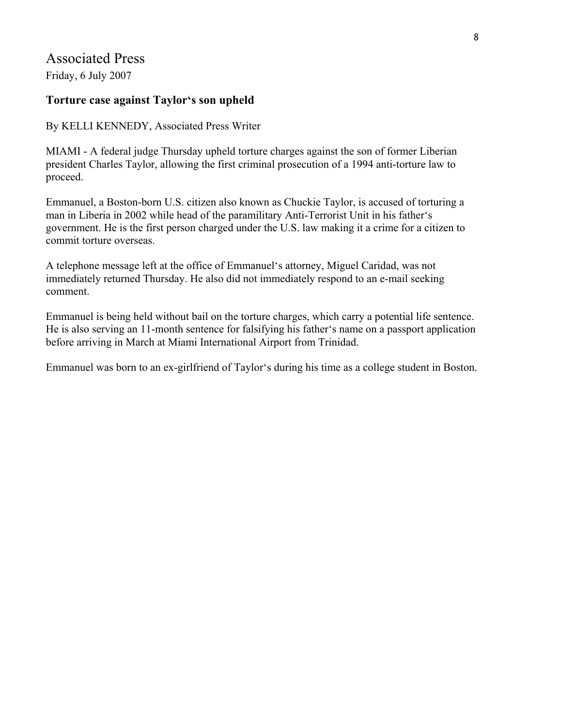# Associated Press

Friday, 6 July 2007

## Torture case against Taylor‘s son upheld

By KELLI KENNEDY, Associated Press Writer

MIAMI - A federal judge Thursday upheld torture charges against the son of former Liberian president Charles Taylor, allowing the first criminal prosecution of a 1994 anti-torture law to proceed.

Emmanuel, a Boston-born U.S. citizen also known as Chuckie Taylor, is accused of torturing a man in Liberia in 2002 while head of the paramilitary Anti-Terrorist Unit in his father‘s government. He is the first person charged under the U.S. law making it a crime for a citizen to commit torture overseas.

A telephone message left at the office of Emmanuel‘s attorney, Miguel Caridad, was not immediately returned Thursday. He also did not immediately respond to an e-mail seeking comment.

Emmanuel is being held without bail on the torture charges, which carry a potential life sentence. He is also serving an 11-month sentence for falsifying his father‘s name on a passport application before arriving in March at Miami International Airport from Trinidad.

Emmanuel was born to an ex-girlfriend of Taylor‘s during his time as a college student in Boston.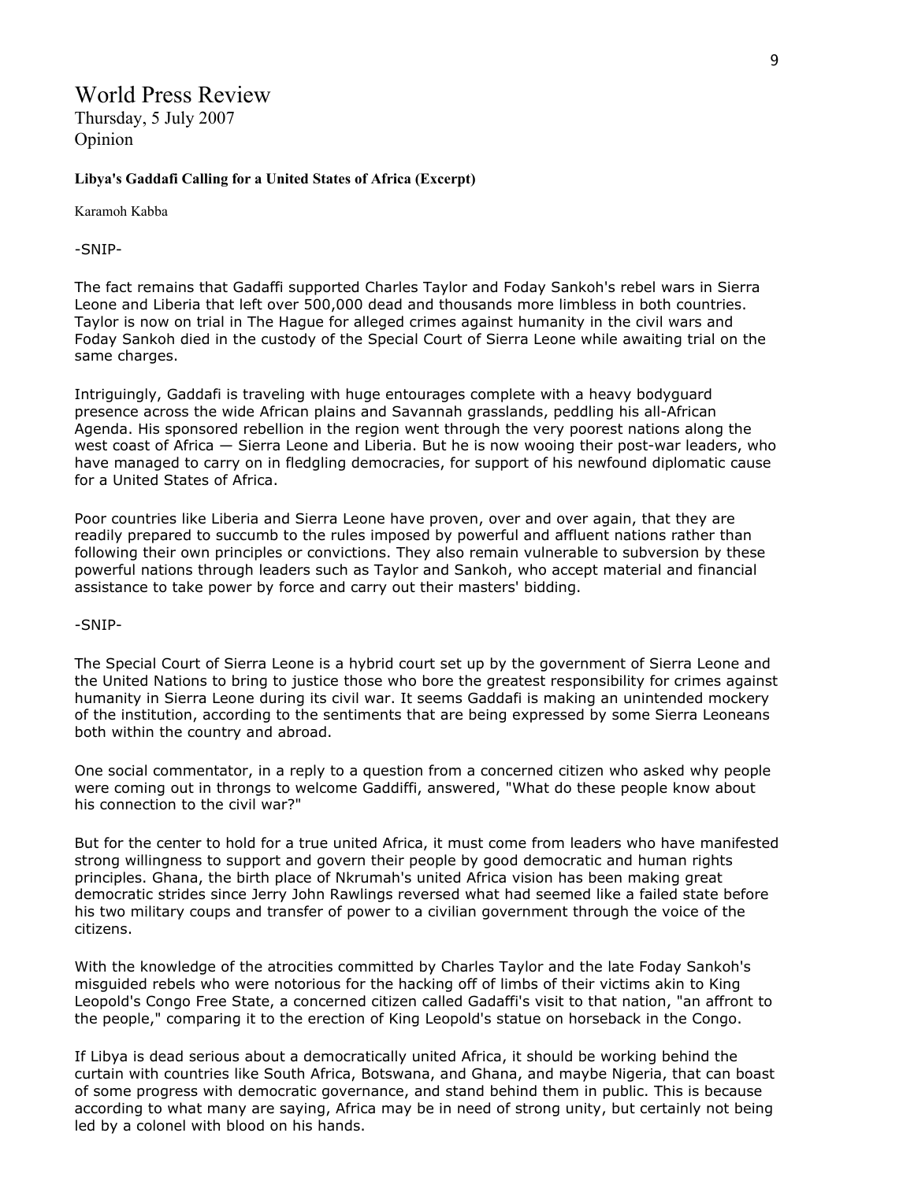# World Press Review

Thursday, 5 July 2007

Opinion

**Libya's Gaddafi Calling for a United States of Africa (Excerpt)**

Karamoh Kabba

-SNIP-

The fact remains that Gadaffi supported Charles Taylor and Foday Sankoh's rebel wars in Sierra Leone and Liberia that left over 500,000 dead and thousands more limbless in both countries. Taylor is now on trial in The Hague for alleged crimes against humanity in the civil wars and Foday Sankoh died in the custody of the Special Court of Sierra Leone while awaiting trial on the same charges.

Intriguingly, Gaddafi is traveling with huge entourages complete with a heavy bodyguard presence across the wide African plains and Savannah grasslands, peddling his all-African Agenda. His sponsored rebellion in the region went through the very poorest nations along the west coast of Africa — Sierra Leone and Liberia. But he is now wooing their post-war leaders, who have managed to carry on in fledgling democracies, for support of his newfound diplomatic cause for a United States of Africa.

Poor countries like Liberia and Sierra Leone have proven, over and over again, that they are readily prepared to succumb to the rules imposed by powerful and affluent nations rather than following their own principles or convictions. They also remain vulnerable to subversion by these powerful nations through leaders such as Taylor and Sankoh, who accept material and financial assistance to take power by force and carry out their masters' bidding.

-SNIP-

The Special Court of Sierra Leone is a hybrid court set up by the government of Sierra Leone and the United Nations to bring to justice those who bore the greatest responsibility for crimes against humanity in Sierra Leone during its civil war. It seems Gaddafi is making an unintended mockery of the institution, according to the sentiments that are being expressed by some Sierra Leoneans both within the country and abroad.

One social commentator, in a reply to a question from a concerned citizen who asked why people were coming out in throngs to welcome Gaddiffi, answered, "What do these people know about his connection to the civil war?"

But for the center to hold for a true united Africa, it must come from leaders who have manifested strong willingness to support and govern their people by good democratic and human rights principles. Ghana, the birth place of Nkrumah's united Africa vision has been making great democratic strides since Jerry John Rawlings reversed what had seemed like a failed state before his two military coups and transfer of power to a civilian government through the voice of the citizens.

With the knowledge of the atrocities committed by Charles Taylor and the late Foday Sankoh's misguided rebels who were notorious for the hacking off of limbs of their victims akin to King Leopold's Congo Free State, a concerned citizen called Gadaffi's visit to that nation, "an affront to the people," comparing it to the erection of King Leopold's statue on horseback in the Congo.

If Libya is dead serious about a democratically united Africa, it should be working behind the curtain with countries like South Africa, Botswana, and Ghana, and maybe Nigeria, that can boast of some progress with democratic governance, and stand behind them in public. This is because according to what many are saying, Africa may be in need of strong unity, but certainly not being led by a colonel with blood on his hands.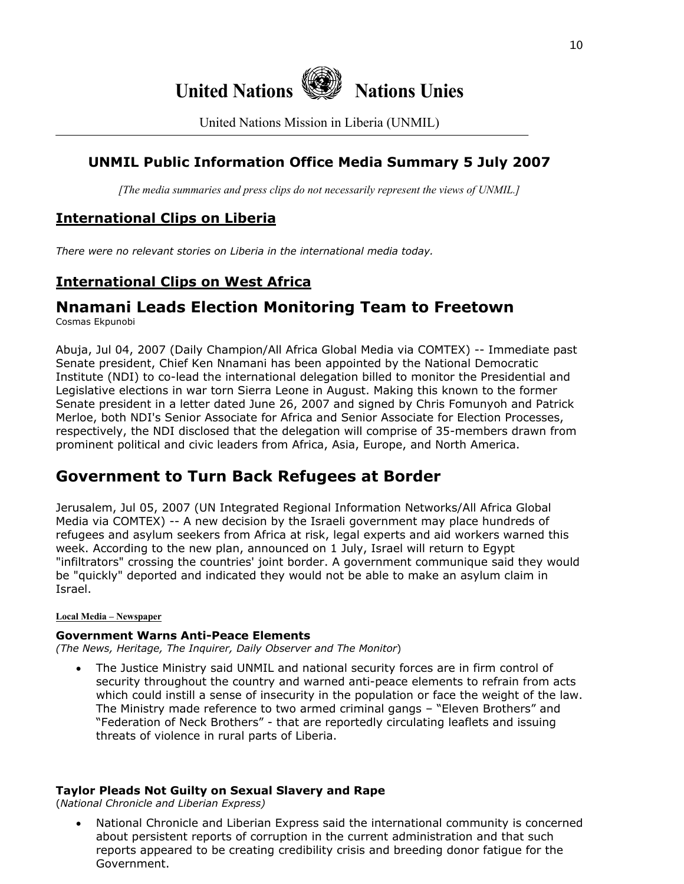# United Nations Nations Unies

United Nations Mission in Liberia (UNMIL)

## UNMIL Public Information Office Media Summary 5 July 2007

*[The media summaries and press clips do not necessarily represent the views of UNMIL.]*

## International Clips on Liberia

*There were no relevant stories on Liberia in the international media today.*

## International Clips on West Africa

## Nnamani Leads Election Monitoring Team to Freetown

Cosmas Ekpunobi

Abuja, Jul 04, 2007 (Daily Champion/All Africa Global Media via COMTEX) -- Immediate past Senate president, Chief Ken Nnamani has been appointed by the National Democratic Institute (NDI) to co-lead the international delegation billed to monitor the Presidential and Legislative elections in war torn Sierra Leone in August. Making this known to the former Senate president in a letter dated June 26, 2007 and signed by Chris Fomunyoh and Patrick Merloe, both NDI's Senior Associate for Africa and Senior Associate for Election Processes, respectively, the NDI disclosed that the delegation will comprise of 35-members drawn from prominent political and civic leaders from Africa, Asia, Europe, and North America.

## Government to Turn Back Refugees at Border

Jerusalem, Jul 05, 2007 (UN Integrated Regional Information Networks/All Africa Global Media via COMTEX) -- A new decision by the Israeli government may place hundreds of refugees and asylum seekers from Africa at risk, legal experts and aid workers warned this week. According to the new plan, announced on 1 July, Israel will return to Egypt "infiltrators" crossing the countries' joint border. A government communique said they would be "quickly" deported and indicated they would not be able to make an asylum claim in Israel.

**Local Media – Newspaper**

**Government Warns Anti-Peace Elements**

*(The News, Heritage, The Inquirer, Daily Observer and The Monitor)*

- The Justice Ministry said UNMIL and national security forces are in firm control of security throughout the country and warned anti-peace elements to refrain from acts which could instill a sense of insecurity in the population or face the weight of the law. The Ministry made reference to two armed criminal gangs – "Eleven Brothers" and "Federation of Neck Brothers" - that are reportedly circulating leaflets and issuing threats of violence in rural parts of Liberia.

**Taylor Pleads Not Guilty on Sexual Slavery and Rape**

(*National Chronicle and Liberian Express)*

- National Chronicle and Liberian Express said the international community is concerned about persistent reports of corruption in the current administration and that such reports appeared to be creating credibility crisis and breeding donor fatigue for the Government.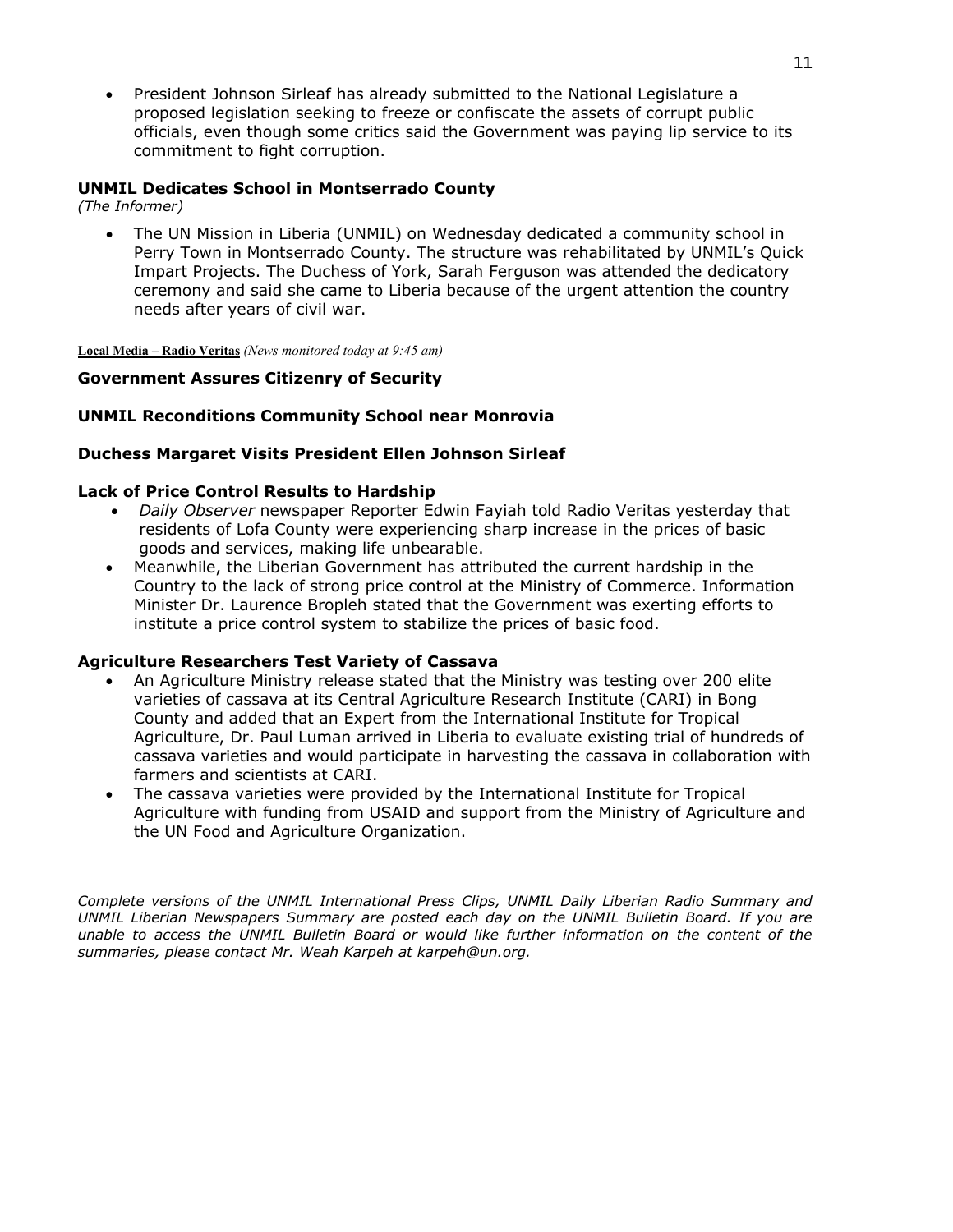- President Johnson Sirleaf has already submitted to the National Legislature a proposed legislation seeking to freeze or confiscate the assets of corrupt public officials, even though some critics said the Government was paying lip service to its commitment to fight corruption.

**UNMIL Dedicates School in Montserrado County**
*(The Informer)*

- The UN Mission in Liberia (UNMIL) on Wednesday dedicated a community school in Perry Town in Montserrado County. The structure was rehabilitated by UNMIL's Quick Impart Projects. The Duchess of York, Sarah Ferguson was attended the dedicatory ceremony and said she came to Liberia because of the urgent attention the country needs after years of civil war.

**Local Media – Radio Veritas** *(News monitored today at 9:45 am)*

**Government Assures Citizenry of Security**

**UNMIL Reconditions Community School near Monrovia**

**Duchess Margaret Visits President Ellen Johnson Sirleaf**

**Lack of Price Control Results to Hardship**

- *Daily Observer* newspaper Reporter Edwin Fayiah told Radio Veritas yesterday that residents of Lofa County were experiencing sharp increase in the prices of basic goods and services, making life unbearable.
- Meanwhile, the Liberian Government has attributed the current hardship in the Country to the lack of strong price control at the Ministry of Commerce. Information Minister Dr. Laurence Bropleh stated that the Government was exerting efforts to institute a price control system to stabilize the prices of basic food.

**Agriculture Researchers Test Variety of Cassava**

- An Agriculture Ministry release stated that the Ministry was testing over 200 elite varieties of cassava at its Central Agriculture Research Institute (CARI) in Bong County and added that an Expert from the International Institute for Tropical Agriculture, Dr. Paul Luman arrived in Liberia to evaluate existing trial of hundreds of cassava varieties and would participate in harvesting the cassava in collaboration with farmers and scientists at CARI.
- The cassava varieties were provided by the International Institute for Tropical Agriculture with funding from USAID and support from the Ministry of Agriculture and the UN Food and Agriculture Organization.

*Complete versions of the UNMIL International Press Clips, UNMIL Daily Liberian Radio Summary and UNMIL Liberian Newspapers Summary are posted each day on the UNMIL Bulletin Board. If you are unable to access the UNMIL Bulletin Board or would like further information on the content of the summaries, please contact Mr. Weah Karpeh at karpeh@un.org.*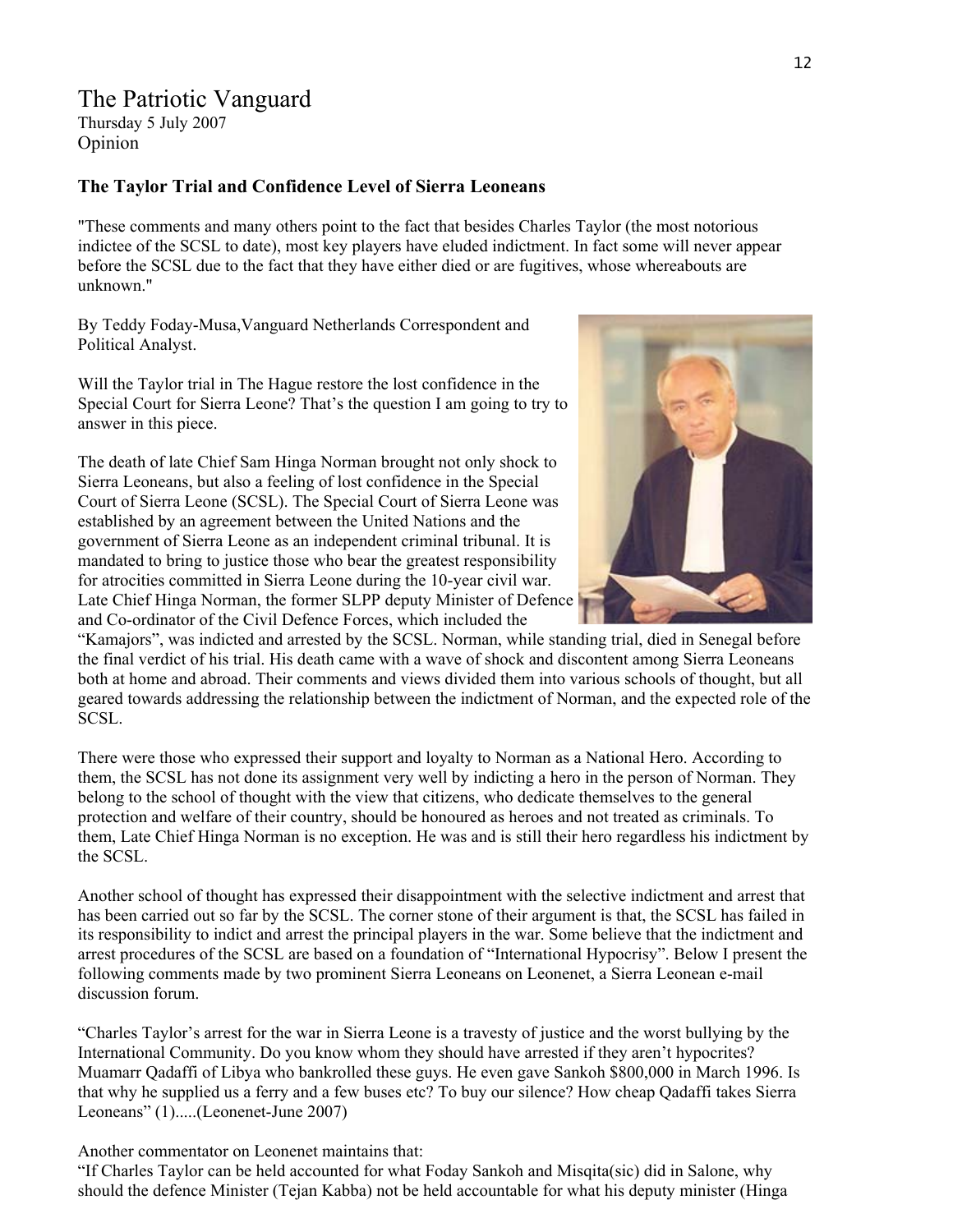# The Patriotic Vanguard

Thursday 5 July 2007

Opinion

## The Taylor Trial and Confidence Level of Sierra Leoneans

"These comments and many others point to the fact that besides Charles Taylor (the most notorious indictee of the SCSL to date), most key players have eluded indictment. In fact some will never appear before the SCSL due to the fact that they have either died or are fugitives, whose whereabouts are unknown."

By Teddy Foday-Musa,Vanguard Netherlands Correspondent and Political Analyst.

Will the Taylor trial in The Hague restore the lost confidence in the Special Court for Sierra Leone? That's the question I am going to try to answer in this piece.

The death of late Chief Sam Hinga Norman brought not only shock to Sierra Leoneans, but also a feeling of lost confidence in the Special Court of Sierra Leone (SCSL). The Special Court of Sierra Leone was established by an agreement between the United Nations and the government of Sierra Leone as an independent criminal tribunal. It is mandated to bring to justice those who bear the greatest responsibility for atrocities committed in Sierra Leone during the 10-year civil war. Late Chief Hinga Norman, the former SLPP deputy Minister of Defence and Co-ordinator of the Civil Defence Forces, which included the "Kamajors", was indicted and arrested by the SCSL. Norman, while standing trial, died in Senegal before the final verdict of his trial. His death came with a wave of shock and discontent among Sierra Leoneans both at home and abroad. Their comments and views divided them into various schools of thought, but all geared towards addressing the relationship between the indictment of Norman, and the expected role of the SCSL.

There were those who expressed their support and loyalty to Norman as a National Hero. According to them, the SCSL has not done its assignment very well by indicting a hero in the person of Norman. They belong to the school of thought with the view that citizens, who dedicate themselves to the general protection and welfare of their country, should be honoured as heroes and not treated as criminals. To them, Late Chief Hinga Norman is no exception. He was and is still their hero regardless his indictment by the SCSL.

Another school of thought has expressed their disappointment with the selective indictment and arrest that has been carried out so far by the SCSL. The corner stone of their argument is that, the SCSL has failed in its responsibility to indict and arrest the principal players in the war. Some believe that the indictment and arrest procedures of the SCSL are based on a foundation of "International Hypocrisy". Below I present the following comments made by two prominent Sierra Leoneans on Leonenet, a Sierra Leonean e-mail discussion forum.

"Charles Taylor's arrest for the war in Sierra Leone is a travesty of justice and the worst bullying by the International Community. Do you know whom they should have arrested if they aren't hypocrites? Muamarr Qadaffi of Libya who bankrolled these guys. He even gave Sankoh $800,000 in March 1996. Is that why he supplied us a ferry and a few buses etc? To buy our silence? How cheap Qadaffi takes Sierra Leoneans" (1).....(Leonenet-June 2007)

Another commentator on Leonenet maintains that:

"If Charles Taylor can be held accounted for what Foday Sankoh and Misqita(sic) did in Salone, why should the defence Minister (Tejan Kabba) not be held accountable for what his deputy minister (Hinga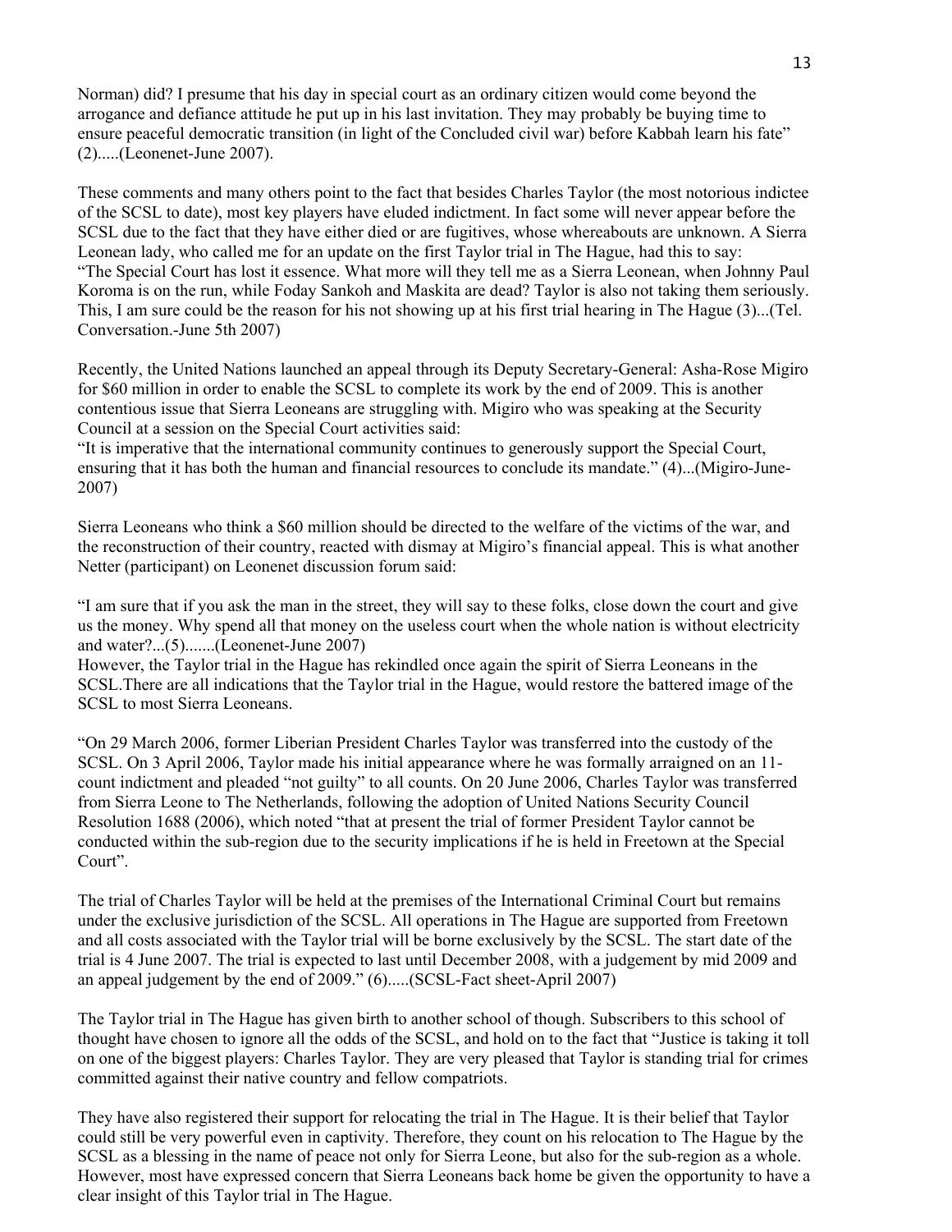Norman) did? I presume that his day in special court as an ordinary citizen would come beyond the arrogance and defiance attitude he put up in his last invitation. They may probably be buying time to ensure peaceful democratic transition (in light of the Concluded civil war) before Kabbah learn his fate" (2).....(Leonenet-June 2007).

These comments and many others point to the fact that besides Charles Taylor (the most notorious indictee of the SCSL to date), most key players have eluded indictment. In fact some will never appear before the SCSL due to the fact that they have either died or are fugitives, whose whereabouts are unknown. A Sierra Leonean lady, who called me for an update on the first Taylor trial in The Hague, had this to say:
"The Special Court has lost it essence. What more will they tell me as a Sierra Leonean, when Johnny Paul Koroma is on the run, while Foday Sankoh and Maskita are dead? Taylor is also not taking them seriously. This, I am sure could be the reason for his not showing up at his first trial hearing in The Hague (3)...(Tel. Conversation.-June 5th 2007)

Recently, the United Nations launched an appeal through its Deputy Secretary-General: Asha-Rose Migiro for $60 million in order to enable the SCSL to complete its work by the end of 2009. This is another contentious issue that Sierra Leoneans are struggling with. Migiro who was speaking at the Security Council at a session on the Special Court activities said:
"It is imperative that the international community continues to generously support the Special Court, ensuring that it has both the human and financial resources to conclude its mandate." (4)...(Migiro-June-2007)

Sierra Leoneans who think a $60 million should be directed to the welfare of the victims of the war, and the reconstruction of their country, reacted with dismay at Migiro's financial appeal. This is what another Netter (participant) on Leonenet discussion forum said:

"I am sure that if you ask the man in the street, they will say to these folks, close down the court and give us the money. Why spend all that money on the useless court when the whole nation is without electricity and water?...(5).......(Leonenet-June 2007)
However, the Taylor trial in the Hague has rekindled once again the spirit of Sierra Leoneans in the SCSL.There are all indications that the Taylor trial in the Hague, would restore the battered image of the SCSL to most Sierra Leoneans.

"On 29 March 2006, former Liberian President Charles Taylor was transferred into the custody of the SCSL. On 3 April 2006, Taylor made his initial appearance where he was formally arraigned on an 11-count indictment and pleaded "not guilty" to all counts. On 20 June 2006, Charles Taylor was transferred from Sierra Leone to The Netherlands, following the adoption of United Nations Security Council Resolution 1688 (2006), which noted "that at present the trial of former President Taylor cannot be conducted within the sub-region due to the security implications if he is held in Freetown at the Special Court".

The trial of Charles Taylor will be held at the premises of the International Criminal Court but remains under the exclusive jurisdiction of the SCSL. All operations in The Hague are supported from Freetown and all costs associated with the Taylor trial will be borne exclusively by the SCSL. The start date of the trial is 4 June 2007. The trial is expected to last until December 2008, with a judgement by mid 2009 and an appeal judgement by the end of 2009." (6).....(SCSL-Fact sheet-April 2007)

The Taylor trial in The Hague has given birth to another school of though. Subscribers to this school of thought have chosen to ignore all the odds of the SCSL, and hold on to the fact that "Justice is taking it toll on one of the biggest players: Charles Taylor. They are very pleased that Taylor is standing trial for crimes committed against their native country and fellow compatriots.

They have also registered their support for relocating the trial in The Hague. It is their belief that Taylor could still be very powerful even in captivity. Therefore, they count on his relocation to The Hague by the SCSL as a blessing in the name of peace not only for Sierra Leone, but also for the sub-region as a whole. However, most have expressed concern that Sierra Leoneans back home be given the opportunity to have a clear insight of this Taylor trial in The Hague.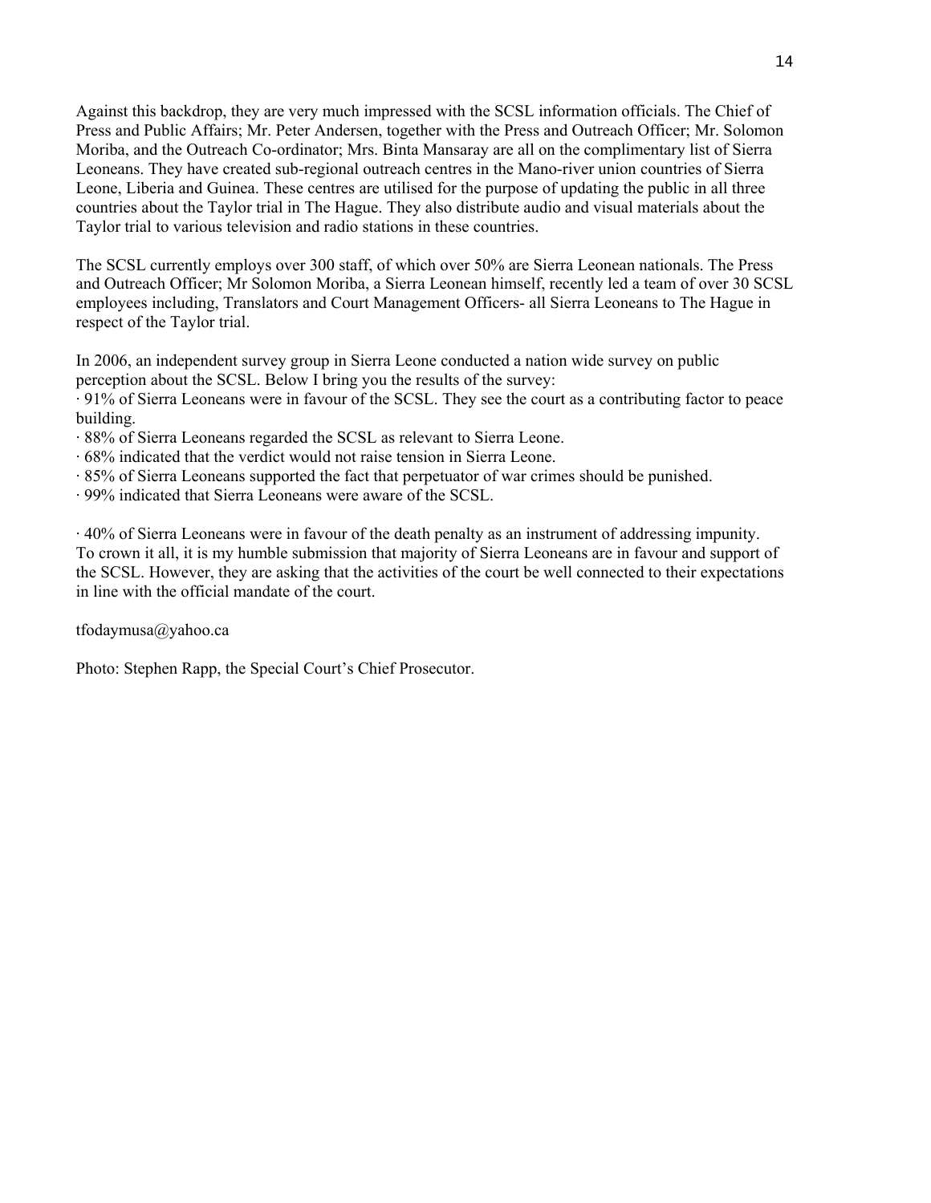Against this backdrop, they are very much impressed with the SCSL information officials. The Chief of Press and Public Affairs; Mr. Peter Andersen, together with the Press and Outreach Officer; Mr. Solomon Moriba, and the Outreach Co-ordinator; Mrs. Binta Mansaray are all on the complimentary list of Sierra Leoneans. They have created sub-regional outreach centres in the Mano-river union countries of Sierra Leone, Liberia and Guinea. These centres are utilised for the purpose of updating the public in all three countries about the Taylor trial in The Hague. They also distribute audio and visual materials about the Taylor trial to various television and radio stations in these countries.

The SCSL currently employs over 300 staff, of which over 50% are Sierra Leonean nationals. The Press and Outreach Officer; Mr Solomon Moriba, a Sierra Leonean himself, recently led a team of over 30 SCSL employees including, Translators and Court Management Officers- all Sierra Leoneans to The Hague in respect of the Taylor trial.

In 2006, an independent survey group in Sierra Leone conducted a nation wide survey on public perception about the SCSL. Below I bring you the results of the survey:

· 91% of Sierra Leoneans were in favour of the SCSL. They see the court as a contributing factor to peace building.
· 88% of Sierra Leoneans regarded the SCSL as relevant to Sierra Leone.
· 68% indicated that the verdict would not raise tension in Sierra Leone.
· 85% of Sierra Leoneans supported the fact that perpetuator of war crimes should be punished.
· 99% indicated that Sierra Leoneans were aware of the SCSL.

· 40% of Sierra Leoneans were in favour of the death penalty as an instrument of addressing impunity.
To crown it all, it is my humble submission that majority of Sierra Leoneans are in favour and support of the SCSL. However, they are asking that the activities of the court be well connected to their expectations in line with the official mandate of the court.

tfodaymusa@yahoo.ca

Photo: Stephen Rapp, the Special Court's Chief Prosecutor.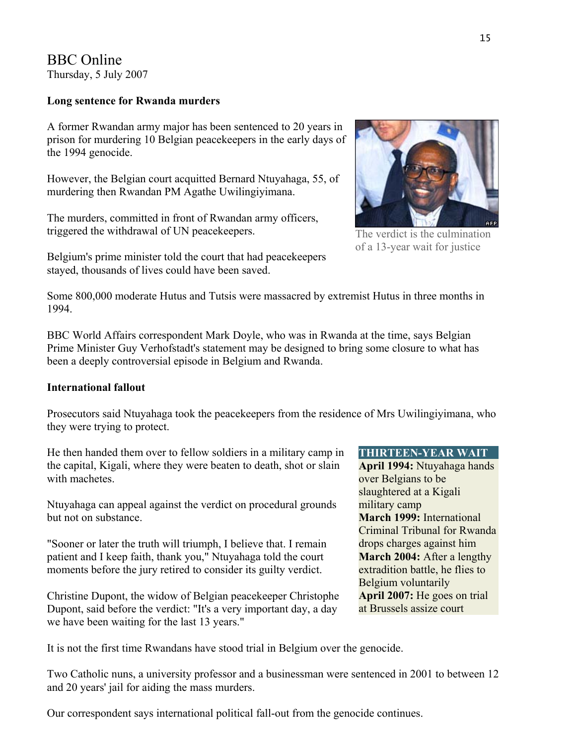# BBC Online

Thursday, 5 July 2007

**Long sentence for Rwanda murders**

A former Rwandan army major has been sentenced to 20 years in prison for murdering 10 Belgian peacekeepers in the early days of the 1994 genocide.

However, the Belgian court acquitted Bernard Ntuyahaga, 55, of murdering then Rwandan PM Agathe Uwilingiyimana.

The murders, committed in front of Rwandan army officers, triggered the withdrawal of UN peacekeepers.

The verdict is the culmination of a 13-year wait for justice

Belgium's prime minister told the court that had peacekeepers stayed, thousands of lives could have been saved.

Some 800,000 moderate Hutus and Tutsis were massacred by extremist Hutus in three months in 1994.

BBC World Affairs correspondent Mark Doyle, who was in Rwanda at the time, says Belgian Prime Minister Guy Verhofstadt's statement may be designed to bring some closure to what has been a deeply controversial episode in Belgium and Rwanda.

**International fallout**

Prosecutors said Ntuyahaga took the peacekeepers from the residence of Mrs Uwilingiyimana, who they were trying to protect.

He then handed them over to fellow soldiers in a military camp in the capital, Kigali, where they were beaten to death, shot or slain with machetes.

Ntuyahaga can appeal against the verdict on procedural grounds but not on substance.

"Sooner or later the truth will triumph, I believe that. I remain patient and I keep faith, thank you," Ntuyahaga told the court moments before the jury retired to consider its guilty verdict.

Christine Dupont, the widow of Belgian peacekeeper Christophe Dupont, said before the verdict: "It's a very important day, a day we have been waiting for the last 13 years."

**THIRTEEN-YEAR WAIT**

**April 1994:** Ntuyahaga hands over Belgians to be slaughtered at a Kigali military camp
**March 1999:** International Criminal Tribunal for Rwanda drops charges against him
**March 2004:** After a lengthy extradition battle, he flies to Belgium voluntarily
**April 2007:** He goes on trial at Brussels assize court

It is not the first time Rwandans have stood trial in Belgium over the genocide.

Two Catholic nuns, a university professor and a businessman were sentenced in 2001 to between 12 and 20 years' jail for aiding the mass murders.

Our correspondent says international political fall-out from the genocide continues.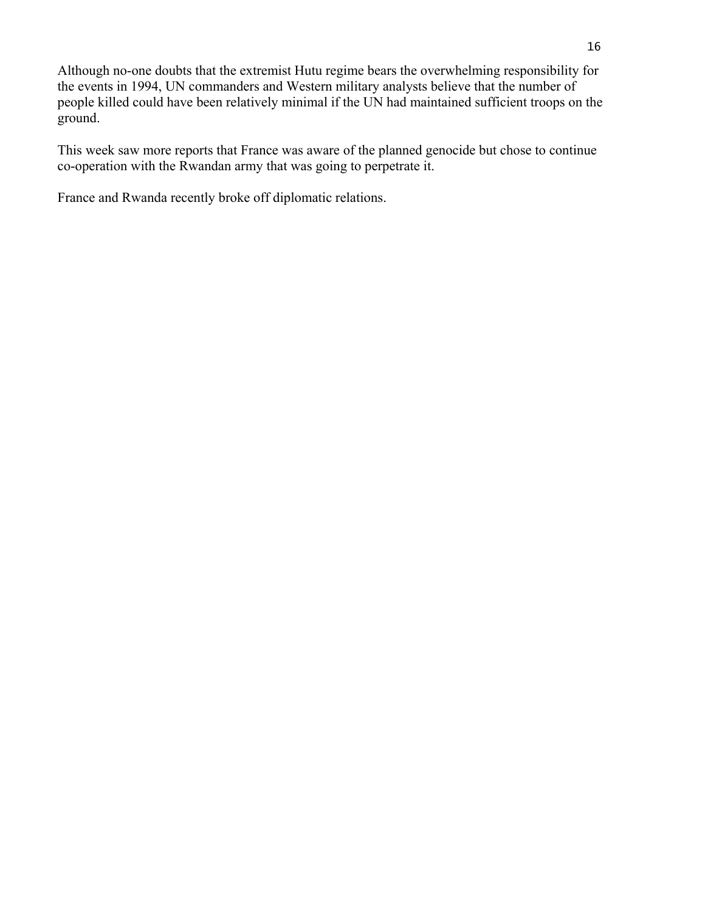Although no-one doubts that the extremist Hutu regime bears the overwhelming responsibility for the events in 1994, UN commanders and Western military analysts believe that the number of people killed could have been relatively minimal if the UN had maintained sufficient troops on the ground.

This week saw more reports that France was aware of the planned genocide but chose to continue co-operation with the Rwandan army that was going to perpetrate it.

France and Rwanda recently broke off diplomatic relations.